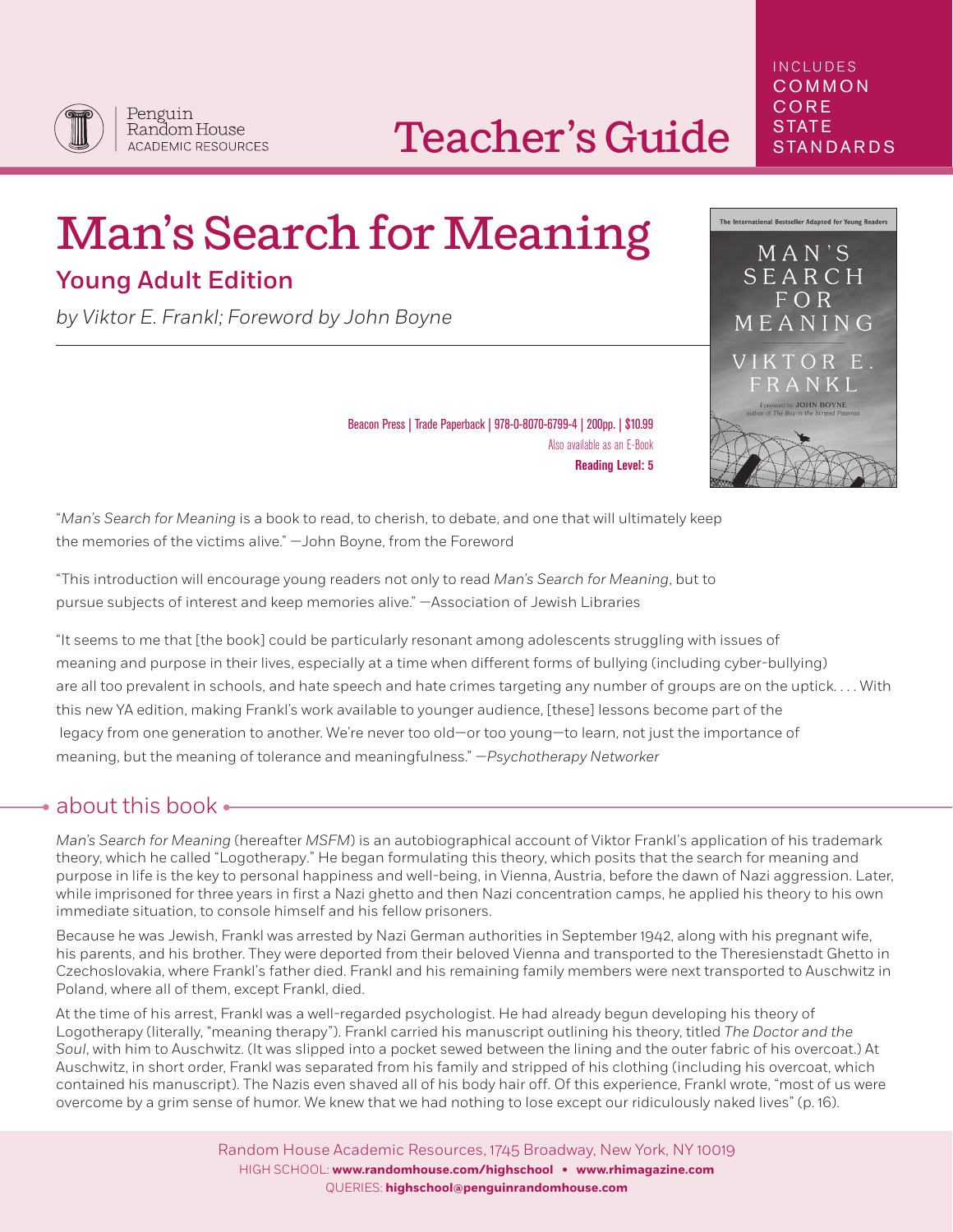Penguin Random House ACADEMIC RESOURCES

# Teacher's Guide

INCLUDES COMMON CORE STATE STANDARDS

# Man's Search for Meaning

## Young Adult Edition

*by Viktor E. Frankl; Foreword by John Boyne*

Beacon Press | Trade Paperback | 978-0-8070-6799-4 | 200pp. | $10.99
Also available as an E-Book
**Reading Level: 5**

"*Man's Search for Meaning* is a book to read, to cherish, to debate, and one that will ultimately keep the memories of the victims alive." —John Boyne, from the Foreword

"This introduction will encourage young readers not only to read *Man's Search for Meaning*, but to pursue subjects of interest and keep memories alive." —Association of Jewish Libraries

"It seems to me that [the book] could be particularly resonant among adolescents struggling with issues of meaning and purpose in their lives, especially at a time when different forms of bullying (including cyber-bullying) are all too prevalent in schools, and hate speech and hate crimes targeting any number of groups are on the uptick. . . . With this new YA edition, making Frankl's work available to younger audience, [these] lessons become part of the legacy from one generation to another. We're never too old—or too young—to learn, not just the importance of meaning, but the meaning of tolerance and meaningfulness." —*Psychotherapy Networker*

## about this book

*Man's Search for Meaning* (hereafter *MSFM*) is an autobiographical account of Viktor Frankl's application of his trademark theory, which he called "Logotherapy." He began formulating this theory, which posits that the search for meaning and purpose in life is the key to personal happiness and well-being, in Vienna, Austria, before the dawn of Nazi aggression. Later, while imprisoned for three years in first a Nazi ghetto and then Nazi concentration camps, he applied his theory to his own immediate situation, to console himself and his fellow prisoners.

Because he was Jewish, Frankl was arrested by Nazi German authorities in September 1942, along with his pregnant wife, his parents, and his brother. They were deported from their beloved Vienna and transported to the Theresienstadt Ghetto in Czechoslovakia, where Frankl's father died. Frankl and his remaining family members were next transported to Auschwitz in Poland, where all of them, except Frankl, died.

At the time of his arrest, Frankl was a well-regarded psychologist. He had already begun developing his theory of Logotherapy (literally, "meaning therapy"). Frankl carried his manuscript outlining his theory, titled *The Doctor and the Soul*, with him to Auschwitz. (It was slipped into a pocket sewed between the lining and the outer fabric of his overcoat.) At Auschwitz, in short order, Frankl was separated from his family and stripped of his clothing (including his overcoat, which contained his manuscript). The Nazis even shaved all of his body hair off. Of this experience, Frankl wrote, "most of us were overcome by a grim sense of humor. We knew that we had nothing to lose except our ridiculously naked lives" (p. 16).

Random House Academic Resources, 1745 Broadway, New York, NY 10019
HIGH SCHOOL: **www.randomhouse.com/highschool** • **www.rhimagazine.com**
QUERIES: **highschool@penguinrandomhouse.com**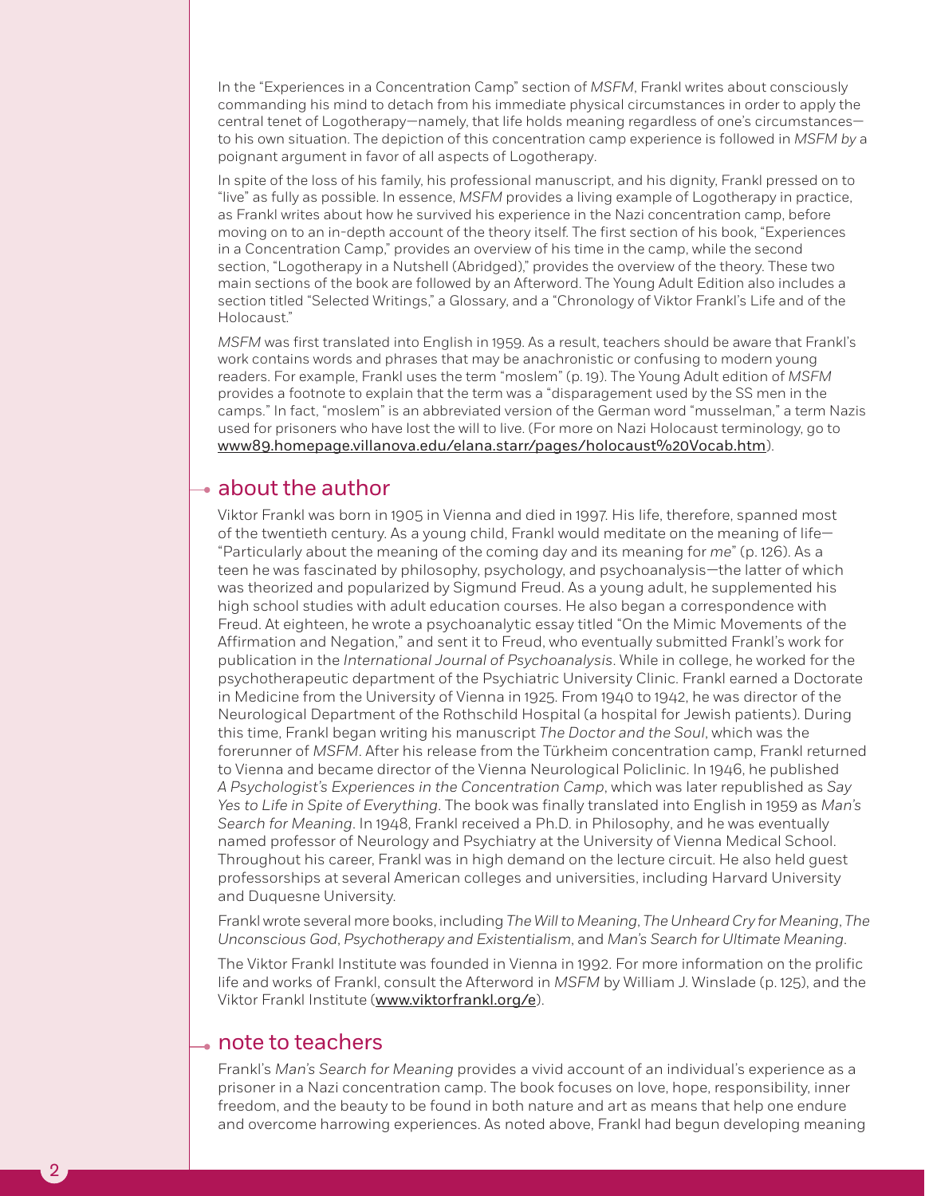In the "Experiences in a Concentration Camp" section of *MSFM*, Frankl writes about consciously commanding his mind to detach from his immediate physical circumstances in order to apply the central tenet of Logotherapy—namely, that life holds meaning regardless of one's circumstances—to his own situation. The depiction of this concentration camp experience is followed in *MSFM by* a poignant argument in favor of all aspects of Logotherapy.

In spite of the loss of his family, his professional manuscript, and his dignity, Frankl pressed on to "live" as fully as possible. In essence, *MSFM* provides a living example of Logotherapy in practice, as Frankl writes about how he survived his experience in the Nazi concentration camp, before moving on to an in-depth account of the theory itself. The first section of his book, "Experiences in a Concentration Camp," provides an overview of his time in the camp, while the second section, "Logotherapy in a Nutshell (Abridged)," provides the overview of the theory. These two main sections of the book are followed by an Afterword. The Young Adult Edition also includes a section titled "Selected Writings," a Glossary, and a "Chronology of Viktor Frankl's Life and of the Holocaust."

*MSFM* was first translated into English in 1959. As a result, teachers should be aware that Frankl's work contains words and phrases that may be anachronistic or confusing to modern young readers. For example, Frankl uses the term "moslem" (p. 19). The Young Adult edition of *MSFM* provides a footnote to explain that the term was a "disparagement used by the SS men in the camps." In fact, "moslem" is an abbreviated version of the German word "musselman," a term Nazis used for prisoners who have lost the will to live. (For more on Nazi Holocaust terminology, go to www89.homepage.villanova.edu/elana.starr/pages/holocaust%20Vocab.htm).

## about the author

Viktor Frankl was born in 1905 in Vienna and died in 1997. His life, therefore, spanned most of the twentieth century. As a young child, Frankl would meditate on the meaning of life—"Particularly about the meaning of the coming day and its meaning for *me*" (p. 126). As a teen he was fascinated by philosophy, psychology, and psychoanalysis—the latter of which was theorized and popularized by Sigmund Freud. As a young adult, he supplemented his high school studies with adult education courses. He also began a correspondence with Freud. At eighteen, he wrote a psychoanalytic essay titled "On the Mimic Movements of the Affirmation and Negation," and sent it to Freud, who eventually submitted Frankl's work for publication in the *International Journal of Psychoanalysis*. While in college, he worked for the psychotherapeutic department of the Psychiatric University Clinic. Frankl earned a Doctorate in Medicine from the University of Vienna in 1925. From 1940 to 1942, he was director of the Neurological Department of the Rothschild Hospital (a hospital for Jewish patients). During this time, Frankl began writing his manuscript *The Doctor and the Soul*, which was the forerunner of *MSFM*. After his release from the Türkheim concentration camp, Frankl returned to Vienna and became director of the Vienna Neurological Policlinic. In 1946, he published *A Psychologist's Experiences in the Concentration Camp*, which was later republished as *Say Yes to Life in Spite of Everything*. The book was finally translated into English in 1959 as *Man's Search for Meaning*. In 1948, Frankl received a Ph.D. in Philosophy, and he was eventually named professor of Neurology and Psychiatry at the University of Vienna Medical School. Throughout his career, Frankl was in high demand on the lecture circuit. He also held guest professorships at several American colleges and universities, including Harvard University and Duquesne University.

Frankl wrote several more books, including *The Will to Meaning*, *The Unheard Cry for Meaning*, *The Unconscious God*, *Psychotherapy and Existentialism*, and *Man's Search for Ultimate Meaning*.

The Viktor Frankl Institute was founded in Vienna in 1992. For more information on the prolific life and works of Frankl, consult the Afterword in *MSFM* by William J. Winslade (p. 125), and the Viktor Frankl Institute (www.viktorfrankl.org/e).

## note to teachers

Frankl's *Man's Search for Meaning* provides a vivid account of an individual's experience as a prisoner in a Nazi concentration camp. The book focuses on love, hope, responsibility, inner freedom, and the beauty to be found in both nature and art as means that help one endure and overcome harrowing experiences. As noted above, Frankl had begun developing meaning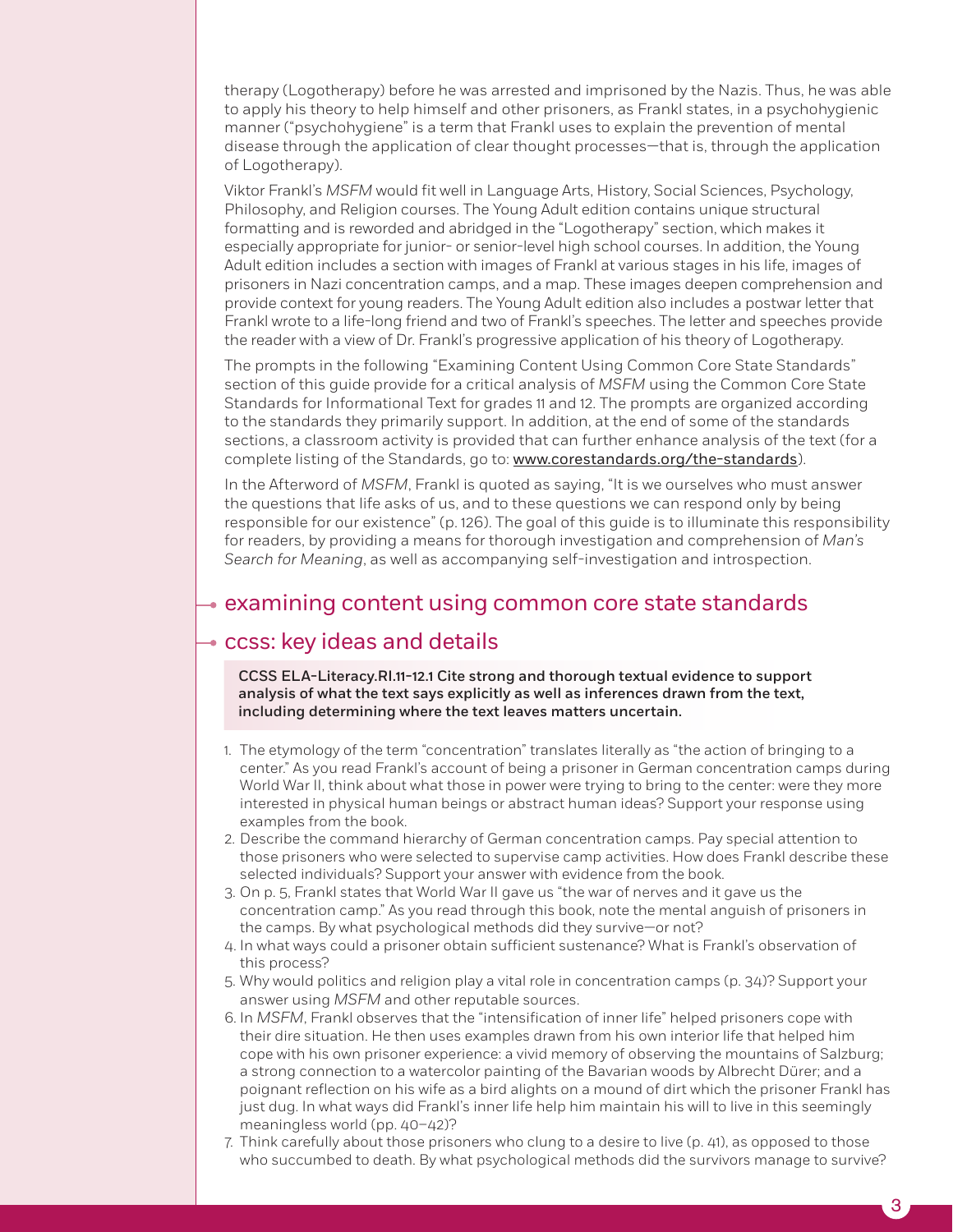therapy (Logotherapy) before he was arrested and imprisoned by the Nazis. Thus, he was able to apply his theory to help himself and other prisoners, as Frankl states, in a psychohygienic manner ("psychohygiene" is a term that Frankl uses to explain the prevention of mental disease through the application of clear thought processes—that is, through the application of Logotherapy).

Viktor Frankl's *MSFM* would fit well in Language Arts, History, Social Sciences, Psychology, Philosophy, and Religion courses. The Young Adult edition contains unique structural formatting and is reworded and abridged in the "Logotherapy" section, which makes it especially appropriate for junior- or senior-level high school courses. In addition, the Young Adult edition includes a section with images of Frankl at various stages in his life, images of prisoners in Nazi concentration camps, and a map. These images deepen comprehension and provide context for young readers. The Young Adult edition also includes a postwar letter that Frankl wrote to a life-long friend and two of Frankl's speeches. The letter and speeches provide the reader with a view of Dr. Frankl's progressive application of his theory of Logotherapy.

The prompts in the following "Examining Content Using Common Core State Standards" section of this guide provide for a critical analysis of *MSFM* using the Common Core State Standards for Informational Text for grades 11 and 12. The prompts are organized according to the standards they primarily support. In addition, at the end of some of the standards sections, a classroom activity is provided that can further enhance analysis of the text (for a complete listing of the Standards, go to: www.corestandards.org/the-standards).

In the Afterword of *MSFM*, Frankl is quoted as saying, "It is we ourselves who must answer the questions that life asks of us, and to these questions we can respond only by being responsible for our existence" (p. 126). The goal of this guide is to illuminate this responsibility for readers, by providing a means for thorough investigation and comprehension of *Man's Search for Meaning*, as well as accompanying self-investigation and introspection.

## examining content using common core state standards

## ccss: key ideas and details

**CCSS ELA-Literacy.RI.11-12.1 Cite strong and thorough textual evidence to support analysis of what the text says explicitly as well as inferences drawn from the text, including determining where the text leaves matters uncertain.**

1. The etymology of the term "concentration" translates literally as "the action of bringing to a center." As you read Frankl's account of being a prisoner in German concentration camps during World War II, think about what those in power were trying to bring to the center: were they more interested in physical human beings or abstract human ideas? Support your response using examples from the book.
2. Describe the command hierarchy of German concentration camps. Pay special attention to those prisoners who were selected to supervise camp activities. How does Frankl describe these selected individuals? Support your answer with evidence from the book.
3. On p. 5, Frankl states that World War II gave us "the war of nerves and it gave us the concentration camp." As you read through this book, note the mental anguish of prisoners in the camps. By what psychological methods did they survive—or not?
4. In what ways could a prisoner obtain sufficient sustenance? What is Frankl's observation of this process?
5. Why would politics and religion play a vital role in concentration camps (p. 34)? Support your answer using *MSFM* and other reputable sources.
6. In *MSFM*, Frankl observes that the "intensification of inner life" helped prisoners cope with their dire situation. He then uses examples drawn from his own interior life that helped him cope with his own prisoner experience: a vivid memory of observing the mountains of Salzburg; a strong connection to a watercolor painting of the Bavarian woods by Albrecht Dürer; and a poignant reflection on his wife as a bird alights on a mound of dirt which the prisoner Frankl has just dug. In what ways did Frankl's inner life help him maintain his will to live in this seemingly meaningless world (pp. 40–42)?
7. Think carefully about those prisoners who clung to a desire to live (p. 41), as opposed to those who succumbed to death. By what psychological methods did the survivors manage to survive?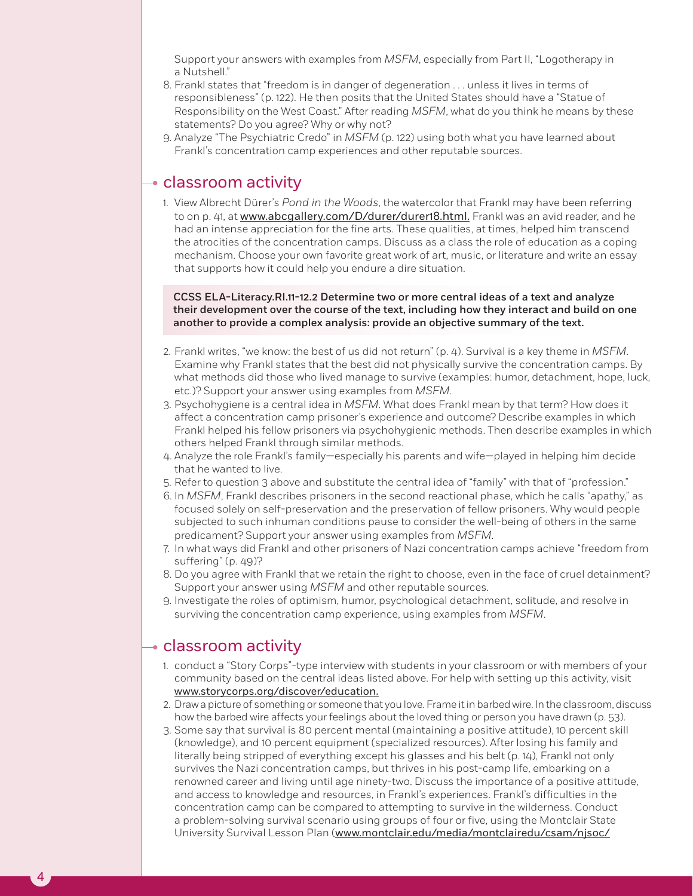Support your answers with examples from *MSFM*, especially from Part II, "Logotherapy in a Nutshell."

8. Frankl states that "freedom is in danger of degeneration . . . unless it lives in terms of responsibleness" (p. 122). He then posits that the United States should have a "Statue of Responsibility on the West Coast." After reading *MSFM*, what do you think he means by these statements? Do you agree? Why or why not?
9. Analyze "The Psychiatric Credo" in *MSFM* (p. 122) using both what you have learned about Frankl's concentration camp experiences and other reputable sources.

## classroom activity

1. View Albrecht Dürer's *Pond in the Woods*, the watercolor that Frankl may have been referring to on p. 41, at www.abcgallery.com/D/durer/durer18.html. Frankl was an avid reader, and he had an intense appreciation for the fine arts. These qualities, at times, helped him transcend the atrocities of the concentration camps. Discuss as a class the role of education as a coping mechanism. Choose your own favorite great work of art, music, or literature and write an essay that supports how it could help you endure a dire situation.

**CCSS ELA-Literacy.RI.11–12.2 Determine two or more central ideas of a text and analyze their development over the course of the text, including how they interact and build on one another to provide a complex analysis: provide an objective summary of the text.**

2. Frankl writes, "we know: the best of us did not return" (p. 4). Survival is a key theme in *MSFM*. Examine why Frankl states that the best did not physically survive the concentration camps. By what methods did those who lived manage to survive (examples: humor, detachment, hope, luck, etc.)? Support your answer using examples from *MSFM*.
3. Psychohygiene is a central idea in *MSFM*. What does Frankl mean by that term? How does it affect a concentration camp prisoner's experience and outcome? Describe examples in which Frankl helped his fellow prisoners via psychohygienic methods. Then describe examples in which others helped Frankl through similar methods.
4. Analyze the role Frankl's family—especially his parents and wife—played in helping him decide that he wanted to live.
5. Refer to question 3 above and substitute the central idea of "family" with that of "profession."
6. In *MSFM*, Frankl describes prisoners in the second reactional phase, which he calls "apathy," as focused solely on self-preservation and the preservation of fellow prisoners. Why would people subjected to such inhuman conditions pause to consider the well-being of others in the same predicament? Support your answer using examples from *MSFM*.
7. In what ways did Frankl and other prisoners of Nazi concentration camps achieve "freedom from suffering" (p. 49)?
8. Do you agree with Frankl that we retain the right to choose, even in the face of cruel detainment? Support your answer using *MSFM* and other reputable sources.
9. Investigate the roles of optimism, humor, psychological detachment, solitude, and resolve in surviving the concentration camp experience, using examples from *MSFM*.

## classroom activity

1. conduct a "Story Corps"-type interview with students in your classroom or with members of your community based on the central ideas listed above. For help with setting up this activity, visit www.storycorps.org/discover/education.
2. Draw a picture of something or someone that you love. Frame it in barbed wire. In the classroom, discuss how the barbed wire affects your feelings about the loved thing or person you have drawn (p. 53).
3. Some say that survival is 80 percent mental (maintaining a positive attitude), 10 percent skill (knowledge), and 10 percent equipment (specialized resources). After losing his family and literally being stripped of everything except his glasses and his belt (p. 14), Frankl not only survives the Nazi concentration camps, but thrives in his post-camp life, embarking on a renowned career and living until age ninety-two. Discuss the importance of a positive attitude, and access to knowledge and resources, in Frankl's experiences. Frankl's difficulties in the concentration camp can be compared to attempting to survive in the wilderness. Conduct a problem-solving survival scenario using groups of four or five, using the Montclair State University Survival Lesson Plan (www.montclair.edu/media/montclairedu/csam/njsoc/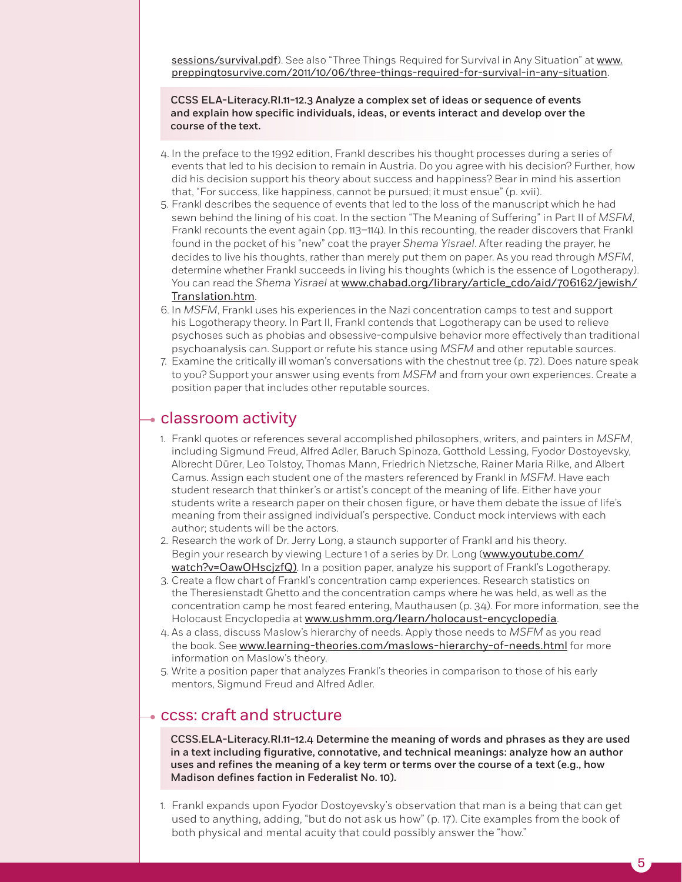sessions/survival.pdf). See also "Three Things Required for Survival in Any Situation" at www.preppingtosurvive.com/2011/10/06/three-things-required-for-survival-in-any-situation.

**CCSS ELA-Literacy.RI.11-12.3 Analyze a complex set of ideas or sequence of events and explain how specific individuals, ideas, or events interact and develop over the course of the text.**

4. In the preface to the 1992 edition, Frankl describes his thought processes during a series of events that led to his decision to remain in Austria. Do you agree with his decision? Further, how did his decision support his theory about success and happiness? Bear in mind his assertion that, "For success, like happiness, cannot be pursued; it must ensue" (p. xvii).
5. Frankl describes the sequence of events that led to the loss of the manuscript which he had sewn behind the lining of his coat. In the section "The Meaning of Suffering" in Part II of *MSFM*, Frankl recounts the event again (pp. 113–114). In this recounting, the reader discovers that Frankl found in the pocket of his "new" coat the prayer *Shema Yisrael*. After reading the prayer, he decides to live his thoughts, rather than merely put them on paper. As you read through *MSFM*, determine whether Frankl succeeds in living his thoughts (which is the essence of Logotherapy). You can read the *Shema Yisrael* at www.chabad.org/library/article_cdo/aid/706162/jewish/Translation.htm.
6. In *MSFM*, Frankl uses his experiences in the Nazi concentration camps to test and support his Logotherapy theory. In Part II, Frankl contends that Logotherapy can be used to relieve psychoses such as phobias and obsessive-compulsive behavior more effectively than traditional psychoanalysis can. Support or refute his stance using *MSFM* and other reputable sources.
7. Examine the critically ill woman's conversations with the chestnut tree (p. 72). Does nature speak to you? Support your answer using events from *MSFM* and from your own experiences. Create a position paper that includes other reputable sources.

## classroom activity

1. Frankl quotes or references several accomplished philosophers, writers, and painters in *MSFM*, including Sigmund Freud, Alfred Adler, Baruch Spinoza, Gotthold Lessing, Fyodor Dostoyevsky, Albrecht Dürer, Leo Tolstoy, Thomas Mann, Friedrich Nietzsche, Rainer Maria Rilke, and Albert Camus. Assign each student one of the masters referenced by Frankl in *MSFM*. Have each student research that thinker's or artist's concept of the meaning of life. Either have your students write a research paper on their chosen figure, or have them debate the issue of life's meaning from their assigned individual's perspective. Conduct mock interviews with each author; students will be the actors.
2. Research the work of Dr. Jerry Long, a staunch supporter of Frankl and his theory. Begin your research by viewing Lecture 1 of a series by Dr. Long (www.youtube.com/watch?v=OawOHscjzfQ). In a position paper, analyze his support of Frankl's Logotherapy.
3. Create a flow chart of Frankl's concentration camp experiences. Research statistics on the Theresienstadt Ghetto and the concentration camps where he was held, as well as the concentration camp he most feared entering, Mauthausen (p. 34). For more information, see the Holocaust Encyclopedia at www.ushmm.org/learn/holocaust-encyclopedia.
4. As a class, discuss Maslow's hierarchy of needs. Apply those needs to *MSFM* as you read the book. See www.learning-theories.com/maslows-hierarchy-of-needs.html for more information on Maslow's theory.
5. Write a position paper that analyzes Frankl's theories in comparison to those of his early mentors, Sigmund Freud and Alfred Adler.

## ccss: craft and structure

**CCSS.ELA-Literacy.RI.11-12.4 Determine the meaning of words and phrases as they are used in a text including figurative, connotative, and technical meanings: analyze how an author uses and refines the meaning of a key term or terms over the course of a text (e.g., how Madison defines faction in Federalist No. 10).**

1. Frankl expands upon Fyodor Dostoyevsky's observation that man is a being that can get used to anything, adding, "but do not ask us how" (p. 17). Cite examples from the book of both physical and mental acuity that could possibly answer the "how."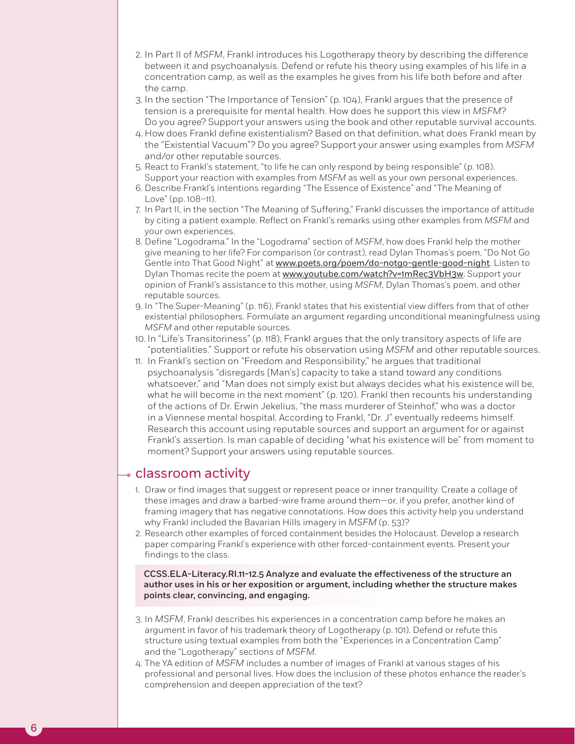2. In Part II of *MSFM*, Frankl introduces his Logotherapy theory by describing the difference between it and psychoanalysis. Defend or refute his theory using examples of his life in a concentration camp, as well as the examples he gives from his life both before and after the camp.
3. In the section "The Importance of Tension" (p. 104), Frankl argues that the presence of tension is a prerequisite for mental health. How does he support this view in *MSFM*? Do you agree? Support your answers using the book and other reputable survival accounts.
4. How does Frankl define existentialism? Based on that definition, what does Frankl mean by the "Existential Vacuum"? Do you agree? Support your answer using examples from *MSFM* and/or other reputable sources.
5. React to Frankl's statement, "to life he can only respond by being responsible" (p. 108). Support your reaction with examples from *MSFM* as well as your own personal experiences.
6. Describe Frankl's intentions regarding "The Essence of Existence" and "The Meaning of Love" (pp. 108–11).
7. In Part II, in the section "The Meaning of Suffering," Frankl discusses the importance of attitude by citing a patient example. Reflect on Frankl's remarks using other examples from *MSFM* and your own experiences.
8. Define "Logodrama." In the "Logodrama" section of *MSFM*, how does Frankl help the mother give meaning to her life? For comparison (or contrast), read Dylan Thomas's poem, "Do Not Go Gentle into That Good Night" at www.poets.org/poem/do-notgo-gentle-good-night. Listen to Dylan Thomas recite the poem at www.youtube.com/watch?v=1mRec3VbH3w. Support your opinion of Frankl's assistance to this mother, using *MSFM*, Dylan Thomas's poem, and other reputable sources.
9. In "The Super-Meaning" (p. 116), Frankl states that his existential view differs from that of other existential philosophers. Formulate an argument regarding unconditional meaningfulness using *MSFM* and other reputable sources.
10. In "Life's Transitoriness" (p. 118), Frankl argues that the only transitory aspects of life are "potentialities." Support or refute his observation using *MSFM* and other reputable sources.
11. In Frankl's section on "Freedom and Responsibility," he argues that traditional psychoanalysis "disregards [Man's] capacity to take a stand toward any conditions whatsoever," and "Man does not simply exist but always decides what his existence will be, what he will become in the next moment" (p. 120). Frankl then recounts his understanding of the actions of Dr. Erwin Jekelius, "the mass murderer of Steinhof," who was a doctor in a Viennese mental hospital. According to Frankl, "Dr. J" eventually redeems himself. Research this account using reputable sources and support an argument for or against Frankl's assertion. Is man capable of deciding "what his existence will be" from moment to moment? Support your answers using reputable sources.

## classroom activity

1. Draw or find images that suggest or represent peace or inner tranquility. Create a collage of these images and draw a barbed-wire frame around them—or, if you prefer, another kind of framing imagery that has negative connotations. How does this activity help you understand why Frankl included the Bavarian Hills imagery in *MSFM* (p. 53)?
2. Research other examples of forced containment besides the Holocaust. Develop a research paper comparing Frankl's experience with other forced-containment events. Present your findings to the class.

**CCSS.ELA-Literacy.RI.11-12.5 Analyze and evaluate the effectiveness of the structure an author uses in his or her exposition or argument, including whether the structure makes points clear, convincing, and engaging.**

3. In *MSFM*, Frankl describes his experiences in a concentration camp before he makes an argument in favor of his trademark theory of Logotherapy (p. 101). Defend or refute this structure using textual examples from both the "Experiences in a Concentration Camp" and the "Logotherapy" sections of *MSFM*.
4. The YA edition of *MSFM* includes a number of images of Frankl at various stages of his professional and personal lives. How does the inclusion of these photos enhance the reader's comprehension and deepen appreciation of the text?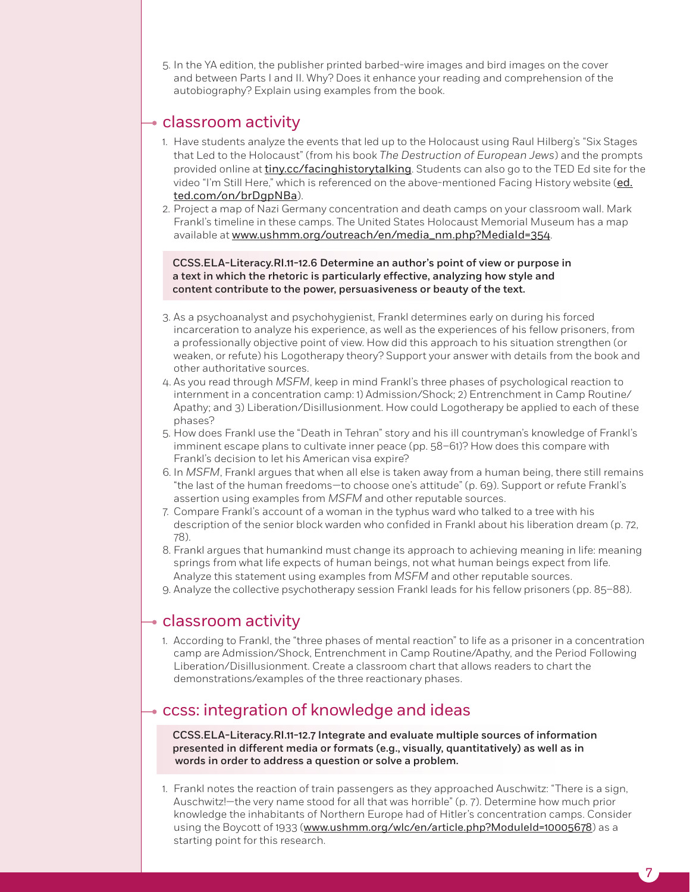5. In the YA edition, the publisher printed barbed-wire images and bird images on the cover and between Parts I and II. Why? Does it enhance your reading and comprehension of the autobiography? Explain using examples from the book.

## classroom activity

1. Have students analyze the events that led up to the Holocaust using Raul Hilberg's "Six Stages that Led to the Holocaust" (from his book *The Destruction of European Jews*) and the prompts provided online at tiny.cc/facinghistorytalking. Students can also go to the TED Ed site for the video "I'm Still Here," which is referenced on the above-mentioned Facing History website (ed.ted.com/on/brDgpNBa).
2. Project a map of Nazi Germany concentration and death camps on your classroom wall. Mark Frankl's timeline in these camps. The United States Holocaust Memorial Museum has a map available at www.ushmm.org/outreach/en/media_nm.php?MediaId=354.

**CCSS.ELA-Literacy.RI.11-12.6 Determine an author's point of view or purpose in a text in which the rhetoric is particularly effective, analyzing how style and content contribute to the power, persuasiveness or beauty of the text.**

3. As a psychoanalyst and psychohygienist, Frankl determines early on during his forced incarceration to analyze his experience, as well as the experiences of his fellow prisoners, from a professionally objective point of view. How did this approach to his situation strengthen (or weaken, or refute) his Logotherapy theory? Support your answer with details from the book and other authoritative sources.
4. As you read through *MSFM*, keep in mind Frankl's three phases of psychological reaction to internment in a concentration camp: 1) Admission/Shock; 2) Entrenchment in Camp Routine/Apathy; and 3) Liberation/Disillusionment. How could Logotherapy be applied to each of these phases?
5. How does Frankl use the "Death in Tehran" story and his ill countryman's knowledge of Frankl's imminent escape plans to cultivate inner peace (pp. 58–61)? How does this compare with Frankl's decision to let his American visa expire?
6. In *MSFM*, Frankl argues that when all else is taken away from a human being, there still remains "the last of the human freedoms—to choose one's attitude" (p. 69). Support or refute Frankl's assertion using examples from *MSFM* and other reputable sources.
7. Compare Frankl's account of a woman in the typhus ward who talked to a tree with his description of the senior block warden who confided in Frankl about his liberation dream (p. 72, 78).
8. Frankl argues that humankind must change its approach to achieving meaning in life: meaning springs from what life expects of human beings, not what human beings expect from life. Analyze this statement using examples from *MSFM* and other reputable sources.
9. Analyze the collective psychotherapy session Frankl leads for his fellow prisoners (pp. 85–88).

## classroom activity

1. According to Frankl, the "three phases of mental reaction" to life as a prisoner in a concentration camp are Admission/Shock, Entrenchment in Camp Routine/Apathy, and the Period Following Liberation/Disillusionment. Create a classroom chart that allows readers to chart the demonstrations/examples of the three reactionary phases.

## ccss: integration of knowledge and ideas

**CCSS.ELA-Literacy.RI.11-12.7 Integrate and evaluate multiple sources of information presented in different media or formats (e.g., visually, quantitatively) as well as in words in order to address a question or solve a problem.**

1. Frankl notes the reaction of train passengers as they approached Auschwitz: "There is a sign, Auschwitz!—the very name stood for all that was horrible" (p. 7). Determine how much prior knowledge the inhabitants of Northern Europe had of Hitler's concentration camps. Consider using the Boycott of 1933 (www.ushmm.org/wlc/en/article.php?ModuleId=10005678) as a starting point for this research.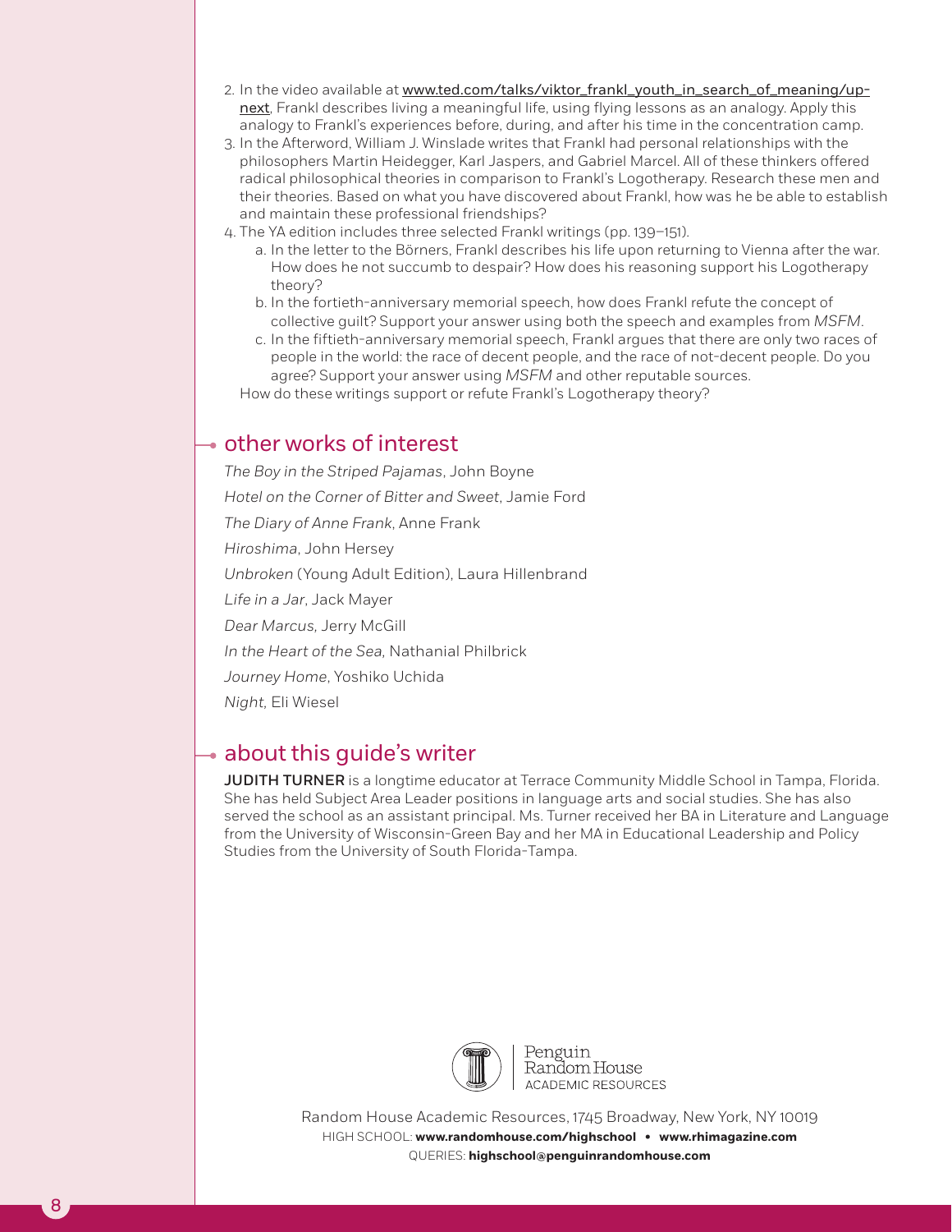2. In the video available at www.ted.com/talks/viktor_frankl_youth_in_search_of_meaning/up-next, Frankl describes living a meaningful life, using flying lessons as an analogy. Apply this analogy to Frankl's experiences before, during, and after his time in the concentration camp.
3. In the Afterword, William J. Winslade writes that Frankl had personal relationships with the philosophers Martin Heidegger, Karl Jaspers, and Gabriel Marcel. All of these thinkers offered radical philosophical theories in comparison to Frankl's Logotherapy. Research these men and their theories. Based on what you have discovered about Frankl, how was he be able to establish and maintain these professional friendships?
4. The YA edition includes three selected Frankl writings (pp. 139–151).
    a. In the letter to the Börners, Frankl describes his life upon returning to Vienna after the war. How does he not succumb to despair? How does his reasoning support his Logotherapy theory?
    b. In the fortieth-anniversary memorial speech, how does Frankl refute the concept of collective guilt? Support your answer using both the speech and examples from *MSFM*.
    c. In the fiftieth-anniversary memorial speech, Frankl argues that there are only two races of people in the world: the race of decent people, and the race of not-decent people. Do you agree? Support your answer using *MSFM* and other reputable sources.

    How do these writings support or refute Frankl's Logotherapy theory?

## other works of interest

*The Boy in the Striped Pajamas*, John Boyne

*Hotel on the Corner of Bitter and Sweet*, Jamie Ford

*The Diary of Anne Frank*, Anne Frank

*Hiroshima*, John Hersey

*Unbroken* (Young Adult Edition), Laura Hillenbrand

*Life in a Jar*, Jack Mayer

*Dear Marcus,* Jerry McGill

*In the Heart of the Sea,* Nathanial Philbrick

*Journey Home*, Yoshiko Uchida

*Night,* Eli Wiesel

## about this guide's writer

**JUDITH TURNER** is a longtime educator at Terrace Community Middle School in Tampa, Florida. She has held Subject Area Leader positions in language arts and social studies. She has also served the school as an assistant principal. Ms. Turner received her BA in Literature and Language from the University of Wisconsin-Green Bay and her MA in Educational Leadership and Policy Studies from the University of South Florida-Tampa.

Penguin Random House ACADEMIC RESOURCES

Random House Academic Resources, 1745 Broadway, New York, NY 10019

HIGH SCHOOL: **www.randomhouse.com/highschool** • **www.rhimagazine.com**

QUERIES: **highschool@penguinrandomhouse.com**